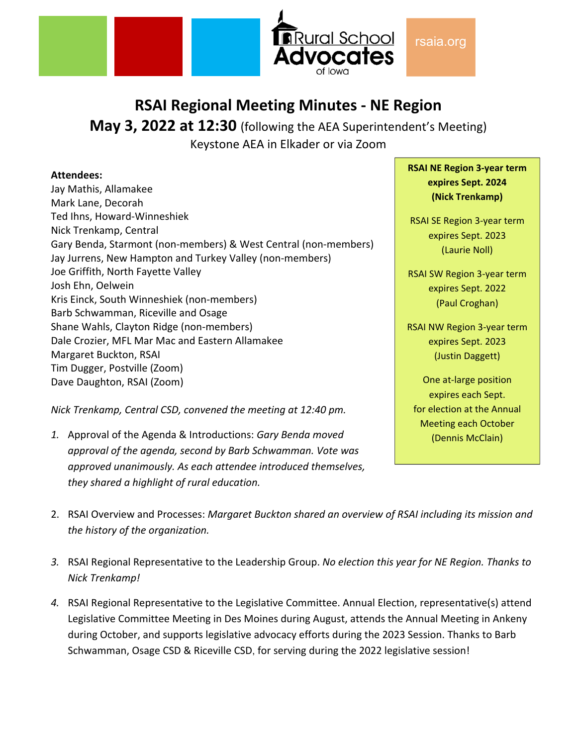# RSAI Regional Meeting Minutes - NE Region

## May 3, 2022 at 12:30 (following the AEA Superintendent's Meeting)

Keystone AEA in Elkader or via Zoom

**Attendees:**
Jay Mathis, Allamakee
Mark Lane, Decorah
Ted Ihns, Howard-Winneshiek
Nick Trenkamp, Central
Gary Benda, Starmont (non-members) & West Central (non-members)
Jay Jurrens, New Hampton and Turkey Valley (non-members)
Joe Griffith, North Fayette Valley
Josh Ehn, Oelwein
Kris Einck, South Winneshiek (non-members)
Barb Schwamman, Riceville and Osage
Shane Wahls, Clayton Ridge (non-members)
Dale Crozier, MFL Mar Mac and Eastern Allamakee
Margaret Buckton, RSAI
Tim Dugger, Postville (Zoom)
Dave Daughton, RSAI (Zoom)

**RSAI NE Region 3-year term expires Sept. 2024 (Nick Trenkamp)**

RSAI SE Region 3-year term expires Sept. 2023 (Laurie Noll)

RSAI SW Region 3-year term expires Sept. 2022 (Paul Croghan)

RSAI NW Region 3-year term expires Sept. 2023 (Justin Daggett)

One at-large position expires each Sept. for election at the Annual Meeting each October (Dennis McClain)

*Nick Trenkamp, Central CSD, convened the meeting at 12:40 pm.*

1. Approval of the Agenda & Introductions: *Gary Benda moved approval of the agenda, second by Barb Schwamman. Vote was approved unanimously. As each attendee introduced themselves, they shared a highlight of rural education.*

2. RSAI Overview and Processes: *Margaret Buckton shared an overview of RSAI including its mission and the history of the organization.*

3. RSAI Regional Representative to the Leadership Group. *No election this year for NE Region. Thanks to Nick Trenkamp!*

4. RSAI Regional Representative to the Legislative Committee. Annual Election, representative(s) attend Legislative Committee Meeting in Des Moines during August, attends the Annual Meeting in Ankeny during October, and supports legislative advocacy efforts during the 2023 Session. Thanks to Barb Schwamman, Osage CSD & Riceville CSD, for serving during the 2022 legislative session!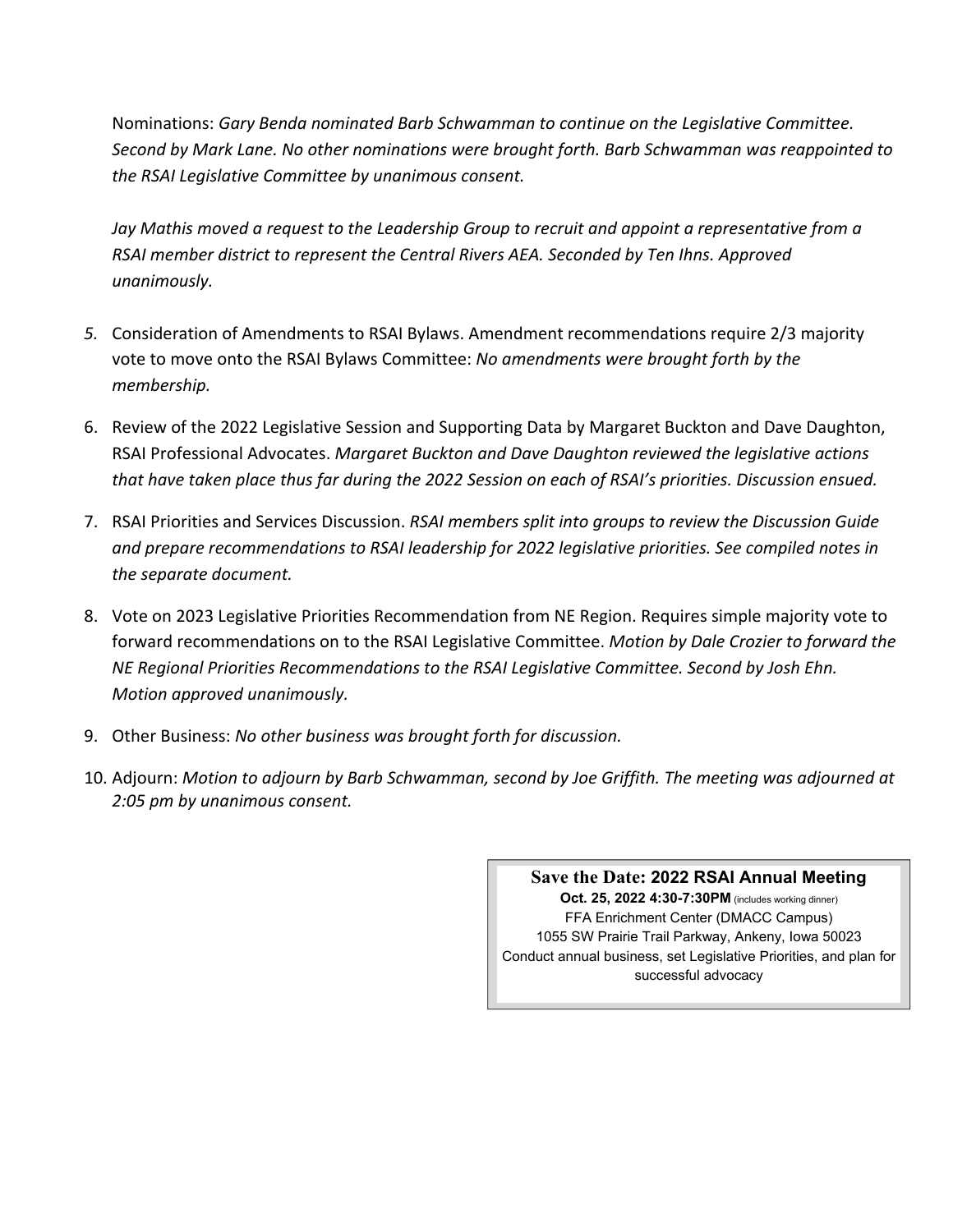Nominations: *Gary Benda nominated Barb Schwamman to continue on the Legislative Committee. Second by Mark Lane. No other nominations were brought forth. Barb Schwamman was reappointed to the RSAI Legislative Committee by unanimous consent.*

*Jay Mathis moved a request to the Leadership Group to recruit and appoint a representative from a RSAI member district to represent the Central Rivers AEA. Seconded by Ten Ihns. Approved unanimously.*

5. Consideration of Amendments to RSAI Bylaws. Amendment recommendations require 2/3 majority vote to move onto the RSAI Bylaws Committee: *No amendments were brought forth by the membership.*
6. Review of the 2022 Legislative Session and Supporting Data by Margaret Buckton and Dave Daughton, RSAI Professional Advocates. *Margaret Buckton and Dave Daughton reviewed the legislative actions that have taken place thus far during the 2022 Session on each of RSAI's priorities. Discussion ensued.*
7. RSAI Priorities and Services Discussion. *RSAI members split into groups to review the Discussion Guide and prepare recommendations to RSAI leadership for 2022 legislative priorities. See compiled notes in the separate document.*
8. Vote on 2023 Legislative Priorities Recommendation from NE Region. Requires simple majority vote to forward recommendations on to the RSAI Legislative Committee. *Motion by Dale Crozier to forward the NE Regional Priorities Recommendations to the RSAI Legislative Committee. Second by Josh Ehn. Motion approved unanimously.*
9. Other Business: *No other business was brought forth for discussion.*
10. Adjourn: *Motion to adjourn by Barb Schwamman, second by Joe Griffith. The meeting was adjourned at 2:05 pm by unanimous consent.*

**Save the Date: 2022 RSAI Annual Meeting**
**Oct. 25, 2022 4:30-7:30PM** (includes working dinner)
FFA Enrichment Center (DMACC Campus)
1055 SW Prairie Trail Parkway, Ankeny, Iowa 50023
Conduct annual business, set Legislative Priorities, and plan for successful advocacy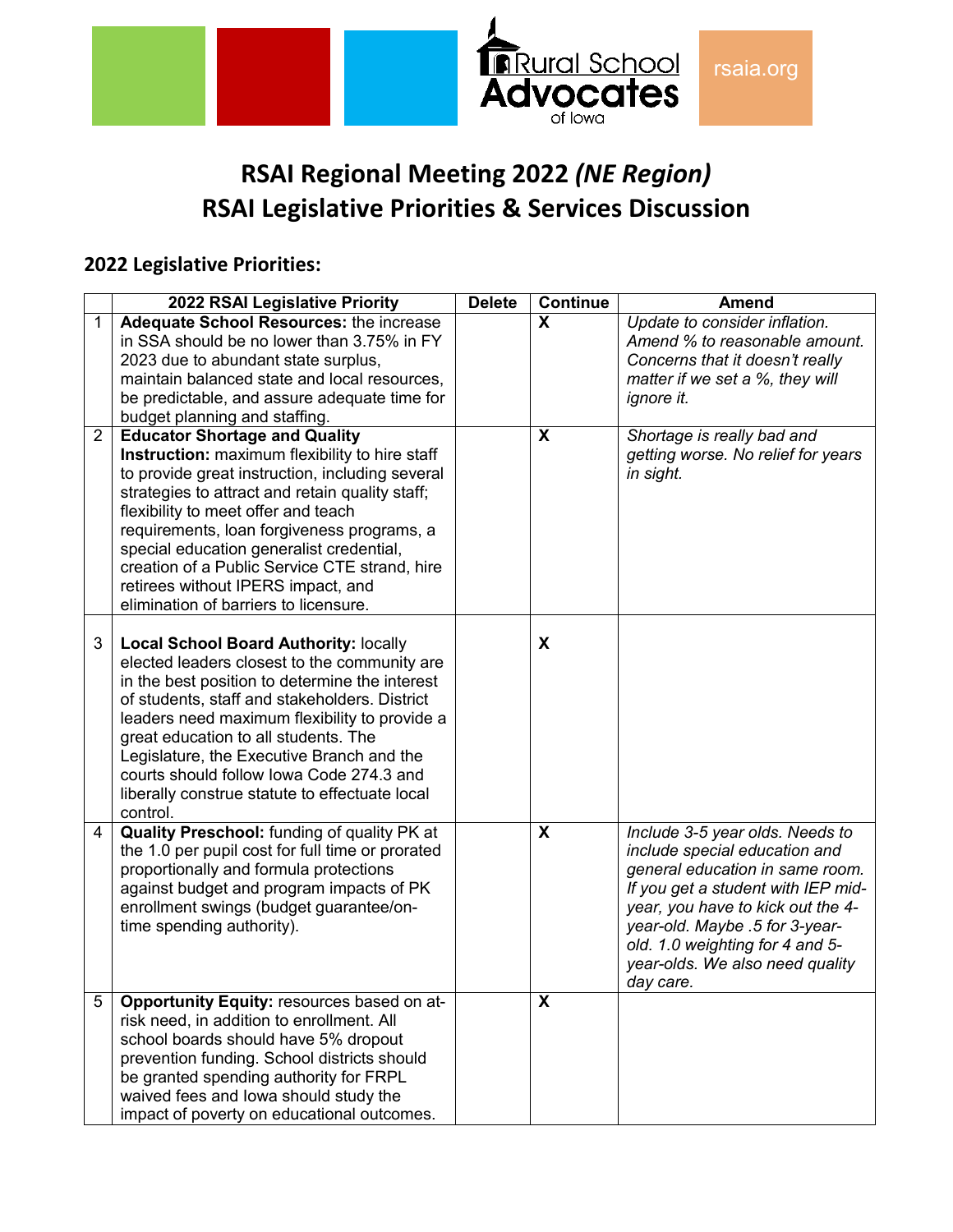# RSAI Regional Meeting 2022 *(NE Region)*
# RSAI Legislative Priorities & Services Discussion

## 2022 Legislative Priorities:

| | 2022 RSAI Legislative Priority | Delete | Continue | Amend |
|---|---|---|---|---|
| 1 | **Adequate School Resources:** the increase in SSA should be no lower than 3.75% in FY 2023 due to abundant state surplus, maintain balanced state and local resources, be predictable, and assure adequate time for budget planning and staffing. | | X | *Update to consider inflation. Amend % to reasonable amount. Concerns that it doesn't really matter if we set a %, they will ignore it.* |
| 2 | **Educator Shortage and Quality Instruction:** maximum flexibility to hire staff to provide great instruction, including several strategies to attract and retain quality staff; flexibility to meet offer and teach requirements, loan forgiveness programs, a special education generalist credential, creation of a Public Service CTE strand, hire retirees without IPERS impact, and elimination of barriers to licensure. | | X | *Shortage is really bad and getting worse. No relief for years in sight.* |
| 3 | **Local School Board Authority:** locally elected leaders closest to the community are in the best position to determine the interest of students, staff and stakeholders. District leaders need maximum flexibility to provide a great education to all students. The Legislature, the Executive Branch and the courts should follow Iowa Code 274.3 and liberally construe statute to effectuate local control. | | X | |
| 4 | **Quality Preschool:** funding of quality PK at the 1.0 per pupil cost for full time or prorated proportionally and formula protections against budget and program impacts of PK enrollment swings (budget guarantee/on-time spending authority). | | X | *Include 3-5 year olds. Needs to include special education and general education in same room. If you get a student with IEP mid-year, you have to kick out the 4-year-old. Maybe .5 for 3-year-old. 1.0 weighting for 4 and 5-year-olds. We also need quality day care.* |
| 5 | **Opportunity Equity:** resources based on at-risk need, in addition to enrollment. All school boards should have 5% dropout prevention funding. School districts should be granted spending authority for FRPL waived fees and Iowa should study the impact of poverty on educational outcomes. | | X | |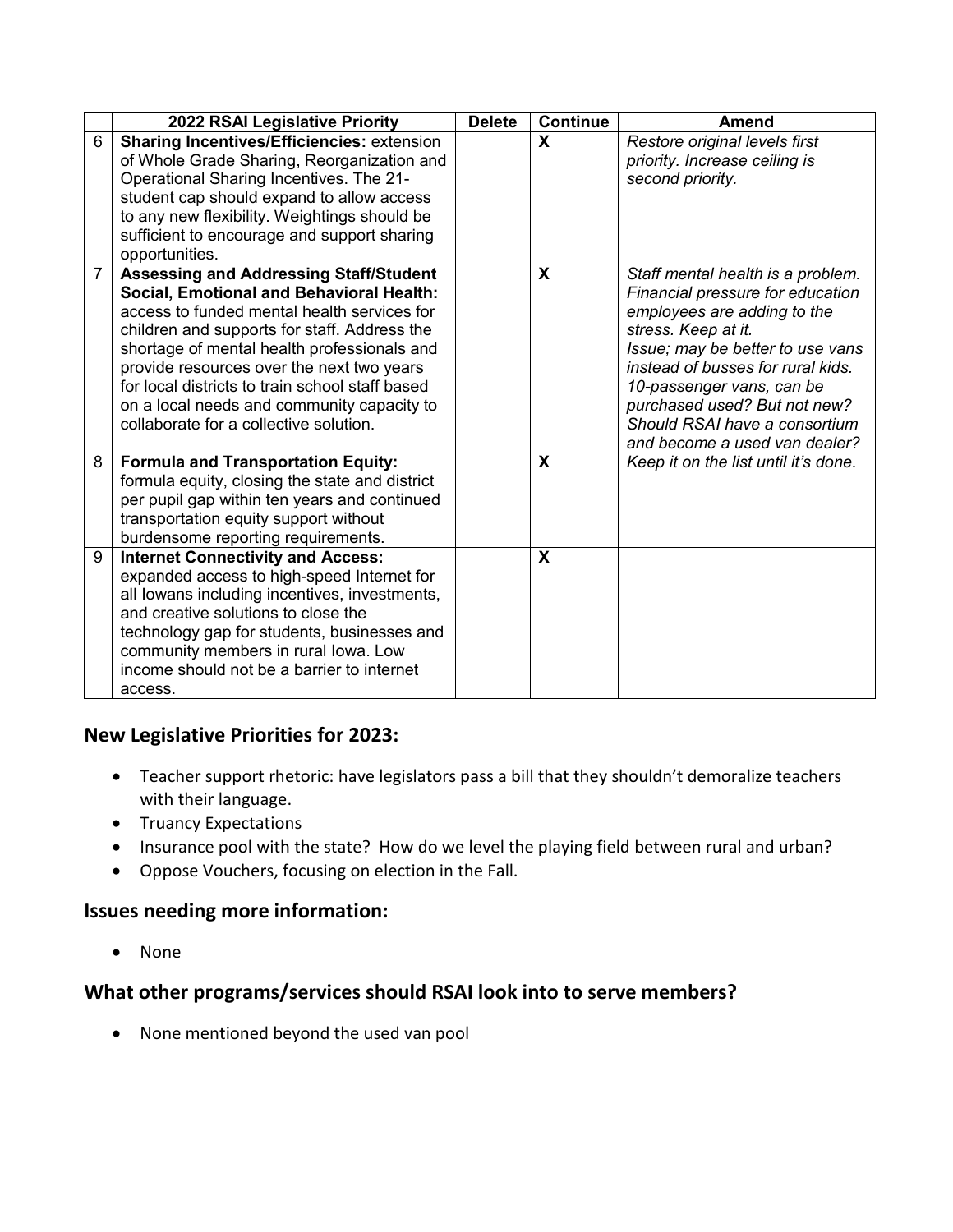| | 2022 RSAI Legislative Priority | Delete | Continue | Amend |
|---|---|---|---|---|
| 6 | **Sharing Incentives/Efficiencies:** extension of Whole Grade Sharing, Reorganization and Operational Sharing Incentives. The 21-student cap should expand to allow access to any new flexibility. Weightings should be sufficient to encourage and support sharing opportunities. | | **X** | *Restore original levels first priority. Increase ceiling is second priority.* |
| 7 | **Assessing and Addressing Staff/Student Social, Emotional and Behavioral Health:** access to funded mental health services for children and supports for staff. Address the shortage of mental health professionals and provide resources over the next two years for local districts to train school staff based on a local needs and community capacity to collaborate for a collective solution. | | **X** | *Staff mental health is a problem. Financial pressure for education employees are adding to the stress. Keep at it. Issue; may be better to use vans instead of busses for rural kids. 10-passenger vans, can be purchased used? But not new? Should RSAI have a consortium and become a used van dealer?* |
| 8 | **Formula and Transportation Equity:** formula equity, closing the state and district per pupil gap within ten years and continued transportation equity support without burdensome reporting requirements. | | **X** | *Keep it on the list until it's done.* |
| 9 | **Internet Connectivity and Access:** expanded access to high-speed Internet for all Iowans including incentives, investments, and creative solutions to close the technology gap for students, businesses and community members in rural Iowa. Low income should not be a barrier to internet access. | | **X** | |

## New Legislative Priorities for 2023:

- Teacher support rhetoric: have legislators pass a bill that they shouldn't demoralize teachers with their language.
- Truancy Expectations
- Insurance pool with the state? How do we level the playing field between rural and urban?
- Oppose Vouchers, focusing on election in the Fall.

## Issues needing more information:

- None

## What other programs/services should RSAI look into to serve members?

- None mentioned beyond the used van pool